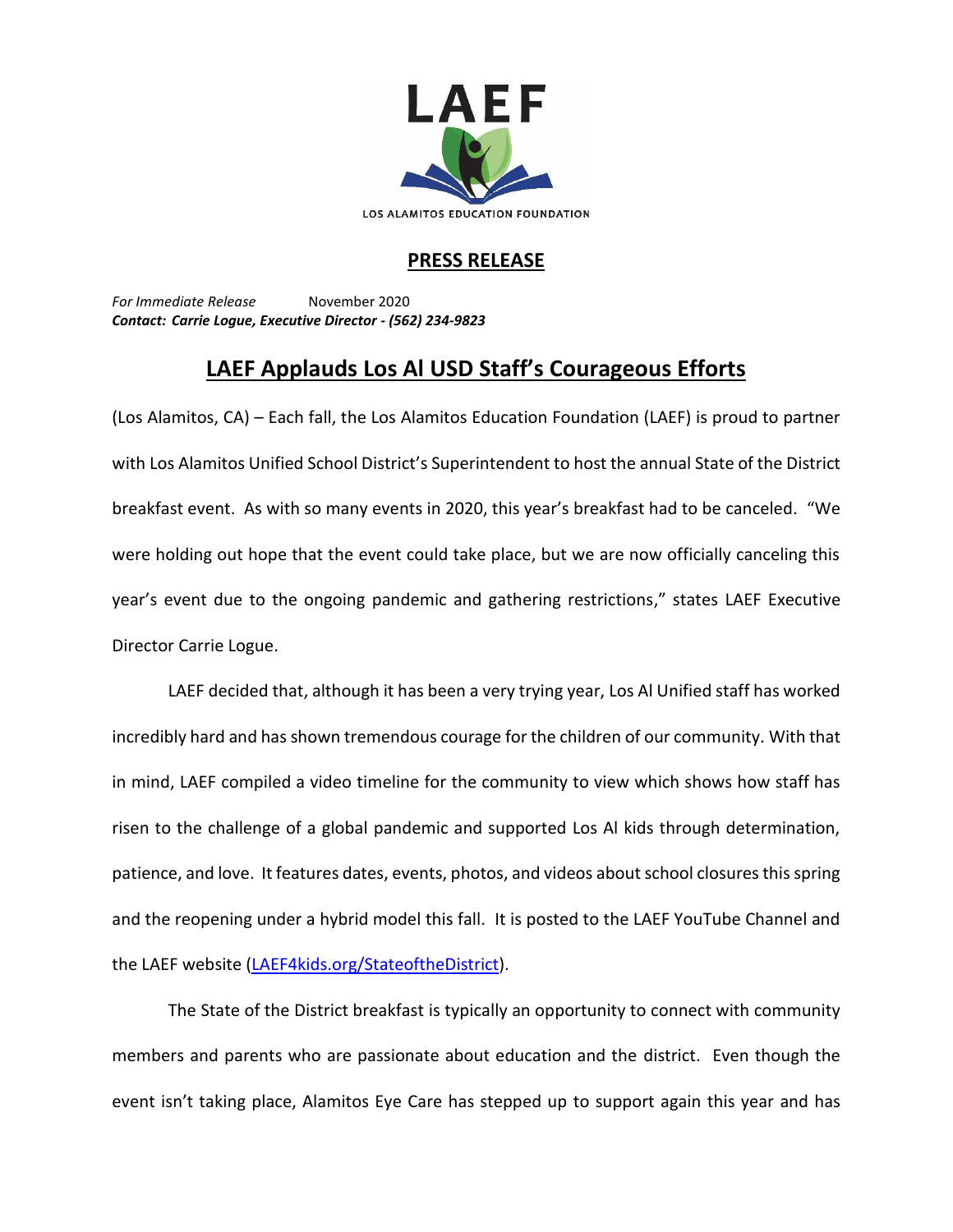LAEF

LOS ALAMITOS EDUCATION FOUNDATION

**PRESS RELEASE**

*For Immediate Release* November 2020
***Contact: Carrie Logue, Executive Director - (562) 234-9823***

# LAEF Applauds Los Al USD Staff's Courageous Efforts

(Los Alamitos, CA) – Each fall, the Los Alamitos Education Foundation (LAEF) is proud to partner with Los Alamitos Unified School District's Superintendent to host the annual State of the District breakfast event. As with so many events in 2020, this year's breakfast had to be canceled. "We were holding out hope that the event could take place, but we are now officially canceling this year's event due to the ongoing pandemic and gathering restrictions," states LAEF Executive Director Carrie Logue.

LAEF decided that, although it has been a very trying year, Los Al Unified staff has worked incredibly hard and has shown tremendous courage for the children of our community. With that in mind, LAEF compiled a video timeline for the community to view which shows how staff has risen to the challenge of a global pandemic and supported Los Al kids through determination, patience, and love. It features dates, events, photos, and videos about school closures this spring and the reopening under a hybrid model this fall. It is posted to the LAEF YouTube Channel and the LAEF website (LAEF4kids.org/StateoftheDistrict).

The State of the District breakfast is typically an opportunity to connect with community members and parents who are passionate about education and the district. Even though the event isn't taking place, Alamitos Eye Care has stepped up to support again this year and has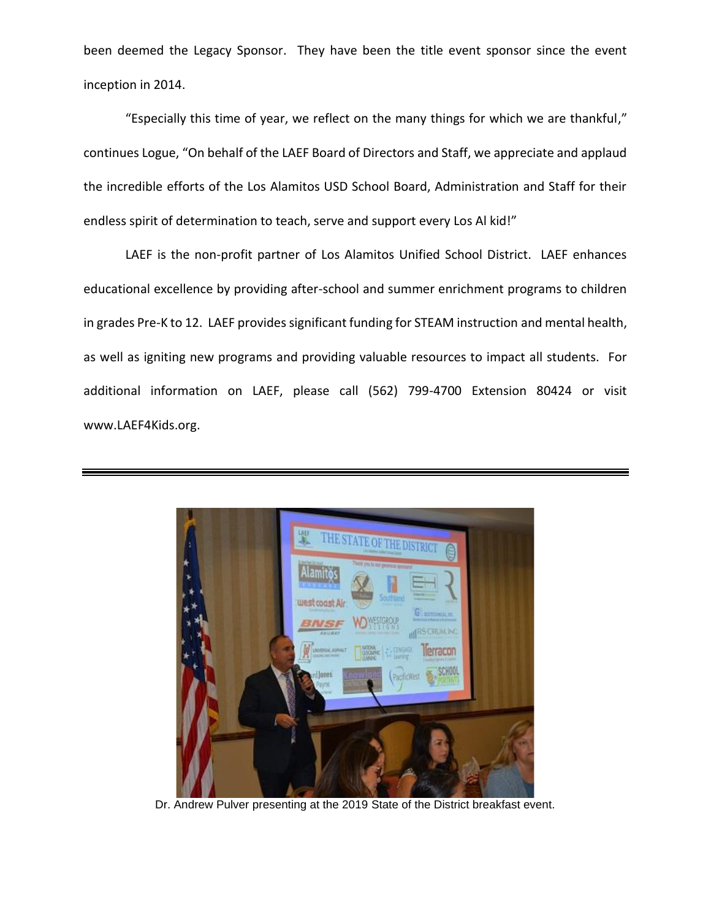been deemed the Legacy Sponsor. They have been the title event sponsor since the event inception in 2014.

"Especially this time of year, we reflect on the many things for which we are thankful," continues Logue, "On behalf of the LAEF Board of Directors and Staff, we appreciate and applaud the incredible efforts of the Los Alamitos USD School Board, Administration and Staff for their endless spirit of determination to teach, serve and support every Los Al kid!"

LAEF is the non-profit partner of Los Alamitos Unified School District. LAEF enhances educational excellence by providing after-school and summer enrichment programs to children in grades Pre-K to 12. LAEF provides significant funding for STEAM instruction and mental health, as well as igniting new programs and providing valuable resources to impact all students. For additional information on LAEF, please call (562) 799-4700 Extension 80424 or visit www.LAEF4Kids.org.

---

Dr. Andrew Pulver presenting at the 2019 State of the District breakfast event.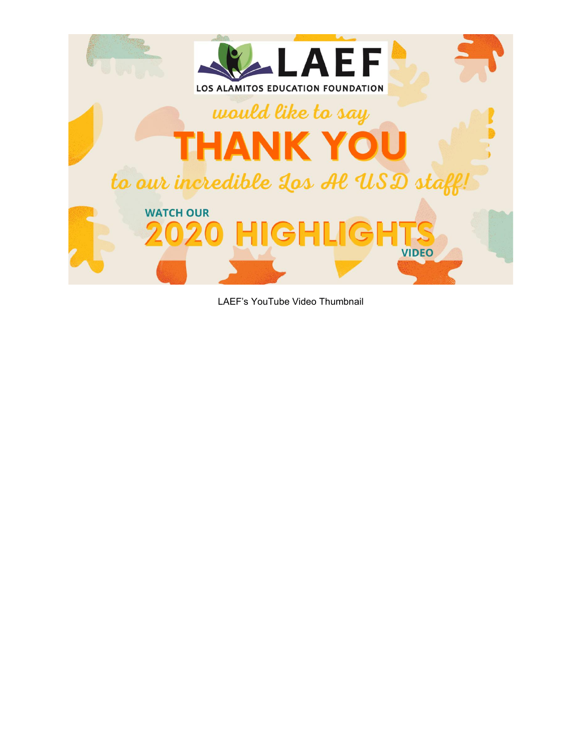LAEF
LOS ALAMITOS EDUCATION FOUNDATION

*would like to say*

THANK YOU

*to our incredible Los Al USD staff!*

WATCH OUR
2020 HIGHLIGHTS
VIDEO

LAEF's YouTube Video Thumbnail